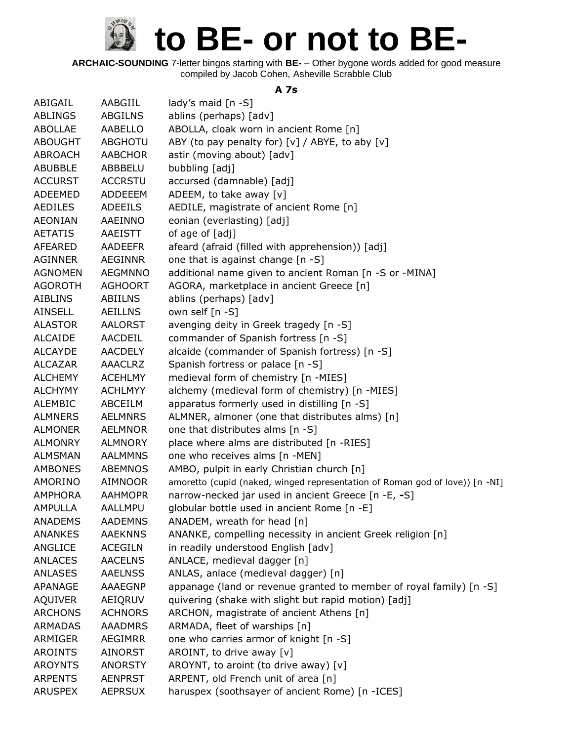# to BE- or not to BE-

**ARCHAIC-SOUNDING** 7-letter bingos starting with **BE-** – Other bygone words added for good measure compiled by Jacob Cohen, Asheville Scrabble Club

### A 7s

| | | |
|---|---|---|
| ABIGAIL | AABGIIL | lady's maid [n -S] |
| ABLINGS | ABGILNS | ablins (perhaps) [adv] |
| ABOLLAE | AABELLO | ABOLLA, cloak worn in ancient Rome [n] |
| ABOUGHT | ABGHOTU | ABY (to pay penalty for) [v] / ABYE, to aby [v] |
| ABROACH | AABCHOR | astir (moving about) [adv] |
| ABUBBLE | ABBBELU | bubbling [adj] |
| ACCURST | ACCRSTU | accursed (damnable) [adj] |
| ADEEMED | ADDEEEM | ADEEM, to take away [v] |
| AEDILES | ADEEILS | AEDILE, magistrate of ancient Rome [n] |
| AEONIAN | AAEINNO | eonian (everlasting) [adj] |
| AETATIS | AAEISTT | of age of [adj] |
| AFEARED | AADEEFR | afeard (afraid (filled with apprehension)) [adj] |
| AGINNER | AEGINNR | one that is against change [n -S] |
| AGNOMEN | AEGMNNO | additional name given to ancient Roman [n -S or -MINA] |
| AGOROTH | AGHOORT | AGORA, marketplace in ancient Greece [n] |
| AIBLINS | ABIILNS | ablins (perhaps) [adv] |
| AINSELL | AEILLNS | own self [n -S] |
| ALASTOR | AALORST | avenging deity in Greek tragedy [n -S] |
| ALCAIDE | AACDEIL | commander of Spanish fortress [n -S] |
| ALCAYDE | AACDELY | alcaide (commander of Spanish fortress) [n -S] |
| ALCAZAR | AAACLRZ | Spanish fortress or palace [n -S] |
| ALCHEMY | ACEHLMY | medieval form of chemistry [n -MIES] |
| ALCHYMY | ACHLMYY | alchemy (medieval form of chemistry) [n -MIES] |
| ALEMBIC | ABCEILM | apparatus formerly used in distilling [n -S] |
| ALMNERS | AELMNRS | ALMNER, almoner (one that distributes alms) [n] |
| ALMONER | AELMNOR | one that distributes alms [n -S] |
| ALMONRY | ALMNORY | place where alms are distributed [n -RIES] |
| ALMSMAN | AALMMNS | one who receives alms [n -MEN] |
| AMBONES | ABEMNOS | AMBO, pulpit in early Christian church [n] |
| AMORINO | AIMNOOR | amoretto (cupid (naked, winged representation of Roman god of love)) [n -NI] |
| AMPHORA | AAHMOPR | narrow-necked jar used in ancient Greece [n -E, -S] |
| AMPULLA | AALLMPU | globular bottle used in ancient Rome [n -E] |
| ANADEMS | AADEMNS | ANADEM, wreath for head [n] |
| ANANKES | AAEKNNS | ANANKE, compelling necessity in ancient Greek religion [n] |
| ANGLICE | ACEGILN | in readily understood English [adv] |
| ANLACES | AACELNS | ANLACE, medieval dagger [n] |
| ANLASES | AAELNSS | ANLAS, anlace (medieval dagger) [n] |
| APANAGE | AAAEGNP | appanage (land or revenue granted to member of royal family) [n -S] |
| AQUIVER | AEIQRUV | quivering (shake with slight but rapid motion) [adj] |
| ARCHONS | ACHNORS | ARCHON, magistrate of ancient Athens [n] |
| ARMADAS | AAADMRS | ARMADA, fleet of warships [n] |
| ARMIGER | AEGIMRR | one who carries armor of knight [n -S] |
| AROINTS | AINORST | AROINT, to drive away [v] |
| AROYNTS | ANORSTY | AROYNT, to aroint (to drive away) [v] |
| ARPENTS | AENPRST | ARPENT, old French unit of area [n] |
| ARUSPEX | AEPRSUX | haruspex (soothsayer of ancient Rome) [n -ICES] |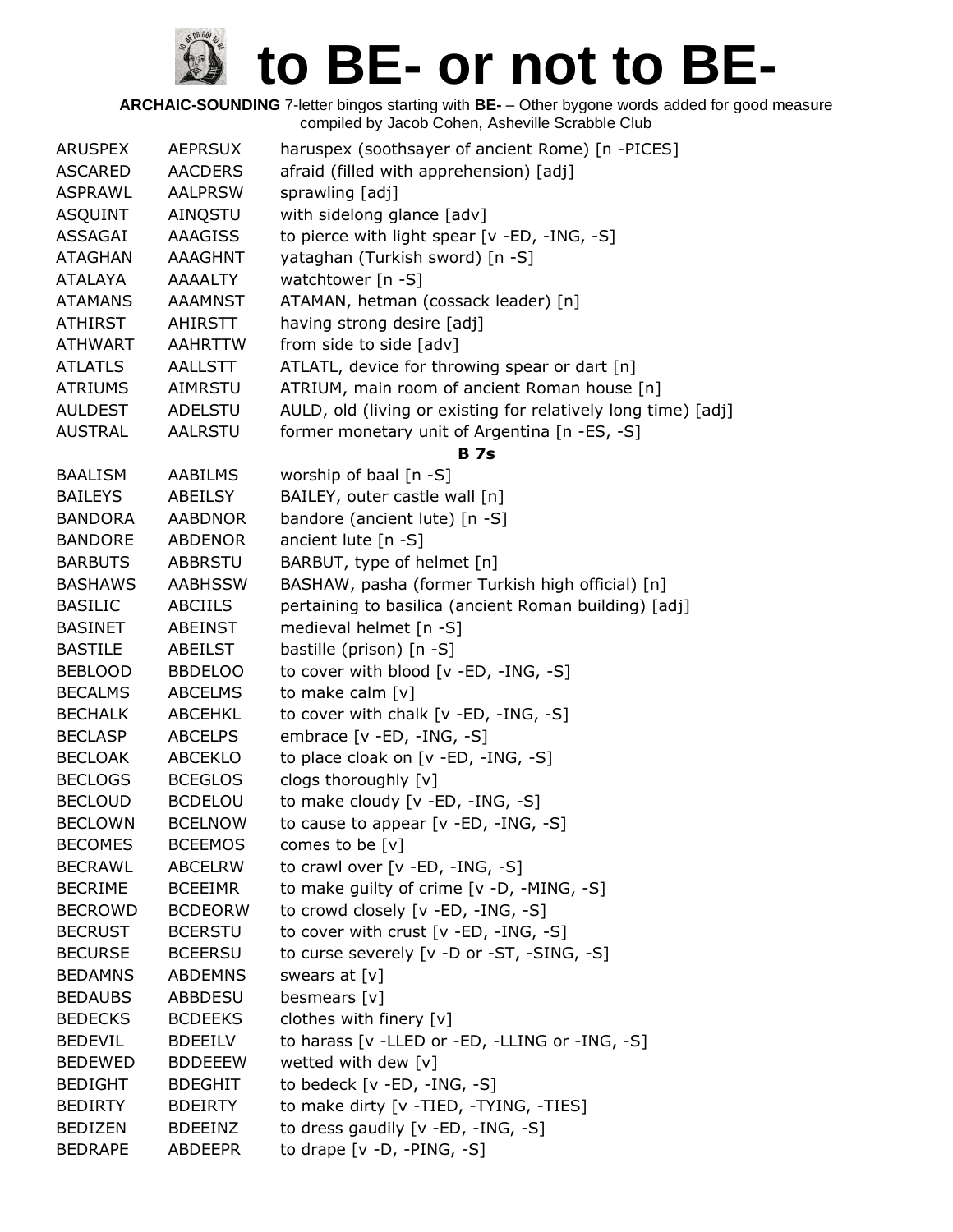# to BE- or not to BE-

**ARCHAIC-SOUNDING** 7-letter bingos starting with **BE-** – Other bygone words added for good measure
compiled by Jacob Cohen, Asheville Scrabble Club

| | | |
|---|---|---|
| ARUSPEX | AEPRSUX | haruspex (soothsayer of ancient Rome) [n -PICES] |
| ASCARED | AACDERS | afraid (filled with apprehension) [adj] |
| ASPRAWL | AALPRSW | sprawling [adj] |
| ASQUINT | AINQSTU | with sidelong glance [adv] |
| ASSAGAI | AAAGISS | to pierce with light spear [v -ED, -ING, -S] |
| ATAGHAN | AAAGHNT | yataghan (Turkish sword) [n -S] |
| ATALAYA | AAAALTY | watchtower [n -S] |
| ATAMANS | AAAMNST | ATAMAN, hetman (cossack leader) [n] |
| ATHIRST | AHIRSTT | having strong desire [adj] |
| ATHWART | AAHRTTW | from side to side [adv] |
| ATLATLS | AALLSTT | ATLATL, device for throwing spear or dart [n] |
| ATRIUMS | AIMRSTU | ATRIUM, main room of ancient Roman house [n] |
| AULDEST | ADELSTU | AULD, old (living or existing for relatively long time) [adj] |
| AUSTRAL | AALRSTU | former monetary unit of Argentina [n -ES, -S] |
| | | **B 7s** |
| BAALISM | AABILMS | worship of baal [n -S] |
| BAILEYS | ABEILSY | BAILEY, outer castle wall [n] |
| BANDORA | AABDNOR | bandore (ancient lute) [n -S] |
| BANDORE | ABDENOR | ancient lute [n -S] |
| BARBUTS | ABBRSTU | BARBUT, type of helmet [n] |
| BASHAWS | AABHSSW | BASHAW, pasha (former Turkish high official) [n] |
| BASILIC | ABCIILS | pertaining to basilica (ancient Roman building) [adj] |
| BASINET | ABEINST | medieval helmet [n -S] |
| BASTILE | ABEILST | bastille (prison) [n -S] |
| BEBLOOD | BBDELOO | to cover with blood [v -ED, -ING, -S] |
| BECALMS | ABCELMS | to make calm [v] |
| BECHALK | ABCEHKL | to cover with chalk [v -ED, -ING, -S] |
| BECLASP | ABCELPS | embrace [v -ED, -ING, -S] |
| BECLOAK | ABCEKLO | to place cloak on [v -ED, -ING, -S] |
| BECLOGS | BCEGLOS | clogs thoroughly [v] |
| BECLOUD | BCDELOU | to make cloudy [v -ED, -ING, -S] |
| BECLOWN | BCELNOW | to cause to appear [v -ED, -ING, -S] |
| BECOMES | BCEEMOS | comes to be [v] |
| BECRAWL | ABCELRW | to crawl over [v -ED, -ING, -S] |
| BECRIME | BCEEIMR | to make guilty of crime [v -D, -MING, -S] |
| BECROWD | BCDEORW | to crowd closely [v -ED, -ING, -S] |
| BECRUST | BCERSTU | to cover with crust [v -ED, -ING, -S] |
| BECURSE | BCEERSU | to curse severely [v -D or -ST, -SING, -S] |
| BEDAMNS | ABDEMNS | swears at [v] |
| BEDAUBS | ABBDESU | besmears [v] |
| BEDECKS | BCDEEKS | clothes with finery [v] |
| BEDEVIL | BDEEILV | to harass [v -LLED or -ED, -LLING or -ING, -S] |
| BEDEWED | BDDEEEW | wetted with dew [v] |
| BEDIGHT | BDEGHIT | to bedeck [v -ED, -ING, -S] |
| BEDIRTY | BDEIRTY | to make dirty [v -TIED, -TYING, -TIES] |
| BEDIZEN | BDEEINZ | to dress gaudily [v -ED, -ING, -S] |
| BEDRAPE | ABDEEPR | to drape [v -D, -PING, -S] |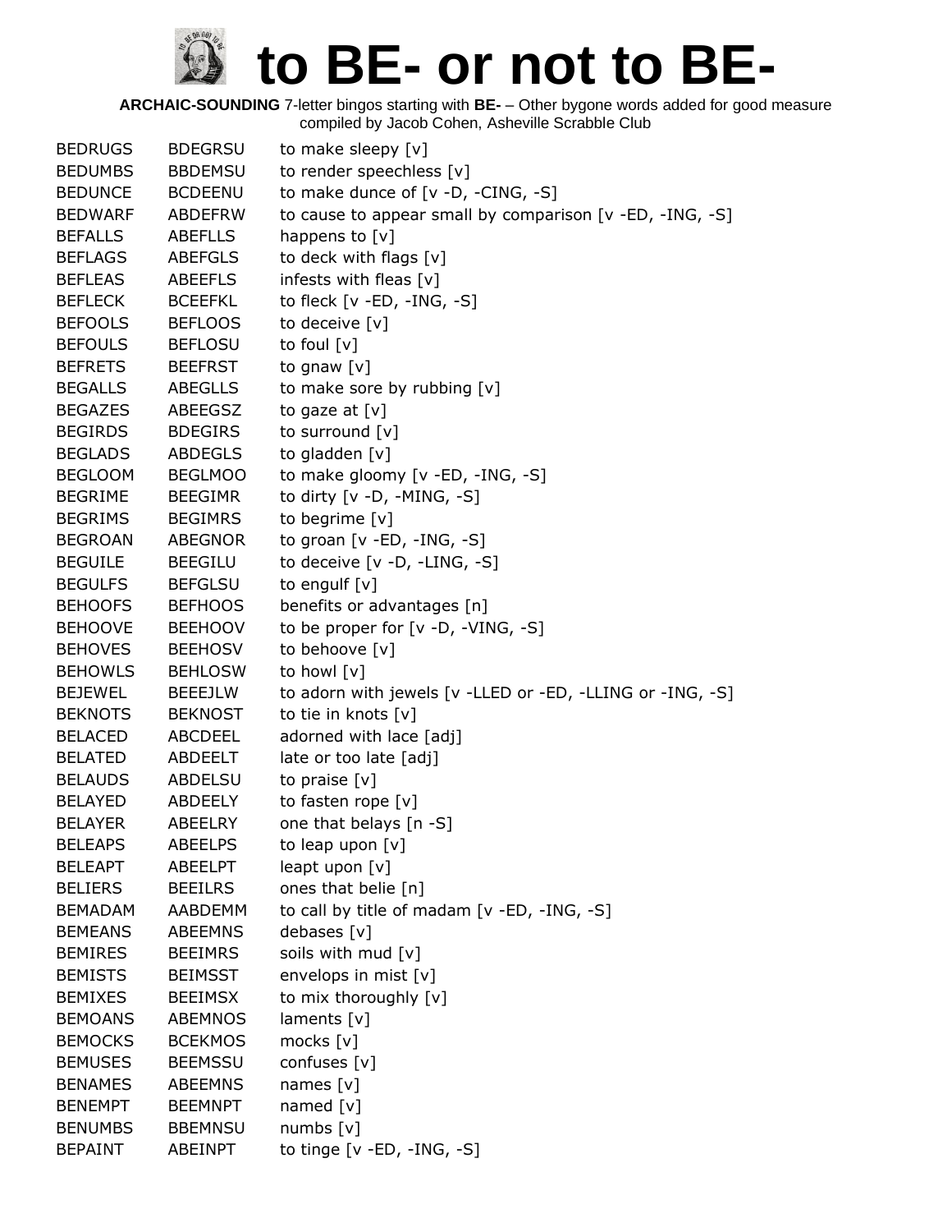# to BE- or not to BE-

**ARCHAIC-SOUNDING** 7-letter bingos starting with **BE-** – Other bygone words added for good measure
compiled by Jacob Cohen, Asheville Scrabble Club

| | | |
|---|---|---|
| BEDRUGS | BDEGRSU | to make sleepy [v] |
| BEDUMBS | BBDEMSU | to render speechless [v] |
| BEDUNCE | BCDEENU | to make dunce of [v -D, -CING, -S] |
| BEDWARF | ABDEFRW | to cause to appear small by comparison [v -ED, -ING, -S] |
| BEFALLS | ABEFLLS | happens to [v] |
| BEFLAGS | ABEFGLS | to deck with flags [v] |
| BEFLEAS | ABEEFLS | infests with fleas [v] |
| BEFLECK | BCEEFKL | to fleck [v -ED, -ING, -S] |
| BEFOOLS | BEFLOOS | to deceive [v] |
| BEFOULS | BEFLOSU | to foul [v] |
| BEFRETS | BEEFRST | to gnaw [v] |
| BEGALLS | ABEGLLS | to make sore by rubbing [v] |
| BEGAZES | ABEEGSZ | to gaze at [v] |
| BEGIRDS | BDEGIRS | to surround [v] |
| BEGLADS | ABDEGLS | to gladden [v] |
| BEGLOOM | BEGLMOO | to make gloomy [v -ED, -ING, -S] |
| BEGRIME | BEEGIMR | to dirty [v -D, -MING, -S] |
| BEGRIMS | BEGIMRS | to begrime [v] |
| BEGROAN | ABEGNOR | to groan [v -ED, -ING, -S] |
| BEGUILE | BEEGILU | to deceive [v -D, -LING, -S] |
| BEGULFS | BEFGLSU | to engulf [v] |
| BEHOOFS | BEFHOOS | benefits or advantages [n] |
| BEHOOVE | BEEHOOV | to be proper for [v -D, -VING, -S] |
| BEHOVES | BEEHOSV | to behoove [v] |
| BEHOWLS | BEHLOSW | to howl [v] |
| BEJEWEL | BEEEJLW | to adorn with jewels [v -LLED or -ED, -LLING or -ING, -S] |
| BEKNOTS | BEKNOST | to tie in knots [v] |
| BELACED | ABCDEEL | adorned with lace [adj] |
| BELATED | ABDEELT | late or too late [adj] |
| BELAUDS | ABDELSU | to praise [v] |
| BELAYED | ABDEELY | to fasten rope [v] |
| BELAYER | ABEELRY | one that belays [n -S] |
| BELEAPS | ABEELPS | to leap upon [v] |
| BELEAPT | ABEELPT | leapt upon [v] |
| BELIERS | BEEILRS | ones that belie [n] |
| BEMADAM | AABDEMM | to call by title of madam [v -ED, -ING, -S] |
| BEMEANS | ABEEMNS | debases [v] |
| BEMIRES | BEEIMRS | soils with mud [v] |
| BEMISTS | BEIMSST | envelops in mist [v] |
| BEMIXES | BEEIMSX | to mix thoroughly [v] |
| BEMOANS | ABEMNOS | laments [v] |
| BEMOCKS | BCEKMOS | mocks [v] |
| BEMUSES | BEEMSSU | confuses [v] |
| BENAMES | ABEEMNS | names [v] |
| BENEMPT | BEEMNPT | named [v] |
| BENUMBS | BBEMNSU | numbs [v] |
| BEPAINT | ABEINPT | to tinge [v -ED, -ING, -S] |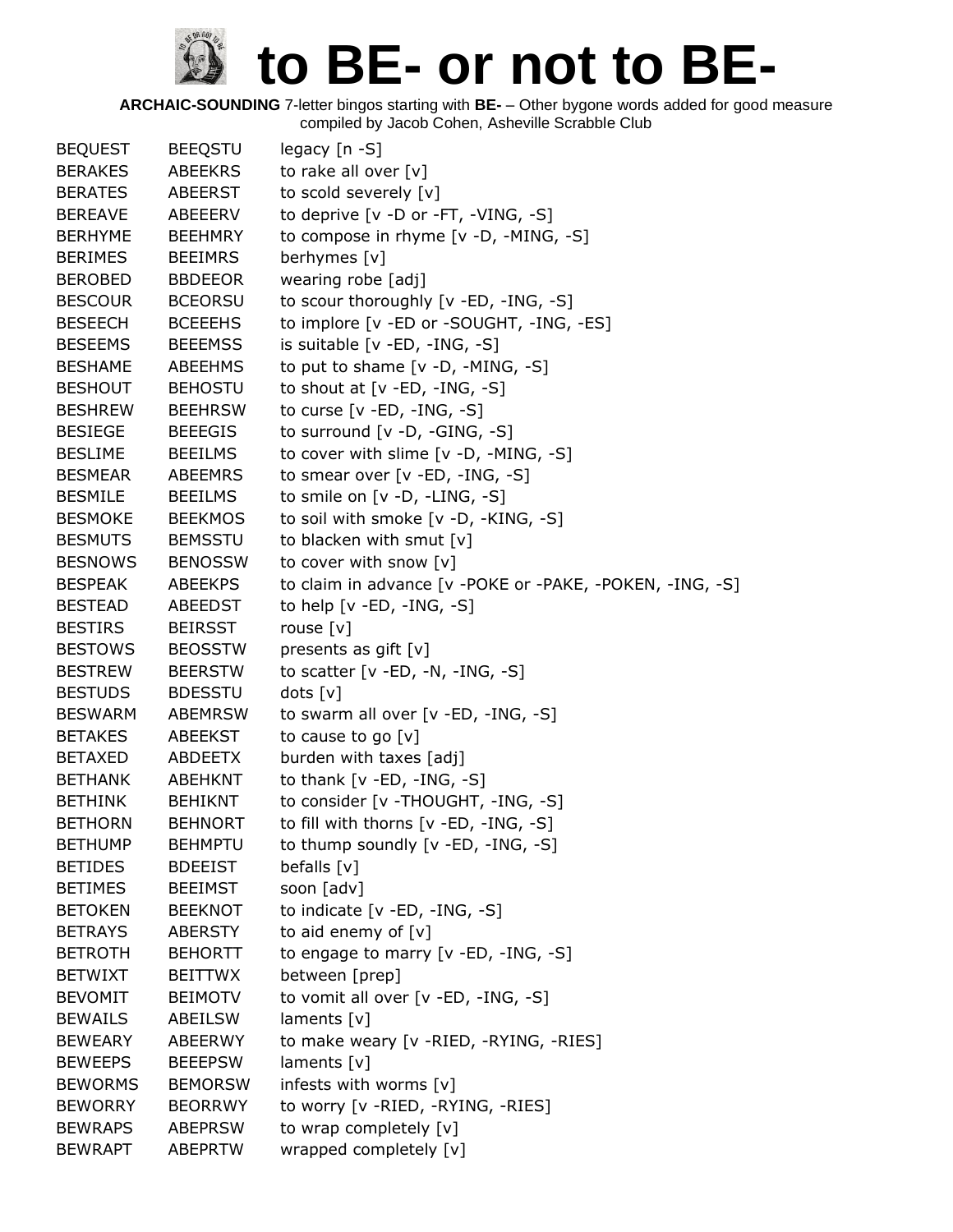# to BE- or not to BE-

**ARCHAIC-SOUNDING** 7-letter bingos starting with **BE-** – Other bygone words added for good measure
compiled by Jacob Cohen, Asheville Scrabble Club

| | | |
|---|---|---|
| BEQUEST | BEEQSTU | legacy [n -S] |
| BERAKES | ABEEKRS | to rake all over [v] |
| BERATES | ABEERST | to scold severely [v] |
| BEREAVE | ABEEERV | to deprive [v -D or -FT, -VING, -S] |
| BERHYME | BEEHMRY | to compose in rhyme [v -D, -MING, -S] |
| BERIMES | BEEIMRS | berhymes [v] |
| BEROBED | BBDEEOR | wearing robe [adj] |
| BESCOUR | BCEORSU | to scour thoroughly [v -ED, -ING, -S] |
| BESEECH | BCEEEHS | to implore [v -ED or -SOUGHT, -ING, -ES] |
| BESEEMS | BEEEMSS | is suitable [v -ED, -ING, -S] |
| BESHAME | ABEEHMS | to put to shame [v -D, -MING, -S] |
| BESHOUT | BEHOSTU | to shout at [v -ED, -ING, -S] |
| BESHREW | BEEHRSW | to curse [v -ED, -ING, -S] |
| BESIEGE | BEEEGIS | to surround [v -D, -GING, -S] |
| BESLIME | BEEILMS | to cover with slime [v -D, -MING, -S] |
| BESMEAR | ABEEMRS | to smear over [v -ED, -ING, -S] |
| BESMILE | BEEILMS | to smile on [v -D, -LING, -S] |
| BESMOKE | BEEKMOS | to soil with smoke [v -D, -KING, -S] |
| BESMUTS | BEMSSTU | to blacken with smut [v] |
| BESNOWS | BENOSSW | to cover with snow [v] |
| BESPEAK | ABEEKPS | to claim in advance [v -POKE or -PAKE, -POKEN, -ING, -S] |
| BESTEAD | ABEEDST | to help [v -ED, -ING, -S] |
| BESTIRS | BEIRSST | rouse [v] |
| BESTOWS | BEOSSTW | presents as gift [v] |
| BESTREW | BEERSTW | to scatter [v -ED, -N, -ING, -S] |
| BESTUDS | BDESSTU | dots [v] |
| BESWARM | ABEMRSW | to swarm all over [v -ED, -ING, -S] |
| BETAKES | ABEEKST | to cause to go [v] |
| BETAXED | ABDEETX | burden with taxes [adj] |
| BETHANK | ABEHKNT | to thank [v -ED, -ING, -S] |
| BETHINK | BEHIKNT | to consider [v -THOUGHT, -ING, -S] |
| BETHORN | BEHNORT | to fill with thorns [v -ED, -ING, -S] |
| BETHUMP | BEHMPTU | to thump soundly [v -ED, -ING, -S] |
| BETIDES | BDEEIST | befalls [v] |
| BETIMES | BEEIMST | soon [adv] |
| BETOKEN | BEEKNOT | to indicate [v -ED, -ING, -S] |
| BETRAYS | ABERSTY | to aid enemy of [v] |
| BETROTH | BEHORTT | to engage to marry [v -ED, -ING, -S] |
| BETWIXT | BEITTWX | between [prep] |
| BEVOMIT | BEIMOTV | to vomit all over [v -ED, -ING, -S] |
| BEWAILS | ABEILSW | laments [v] |
| BEWEARY | ABEERWY | to make weary [v -RIED, -RYING, -RIES] |
| BEWEEPS | BEEEPSW | laments [v] |
| BEWORMS | BEMORSW | infests with worms [v] |
| BEWORRY | BEORRWY | to worry [v -RIED, -RYING, -RIES] |
| BEWRAPS | ABEPRSW | to wrap completely [v] |
| BEWRAPT | ABEPRTW | wrapped completely [v] |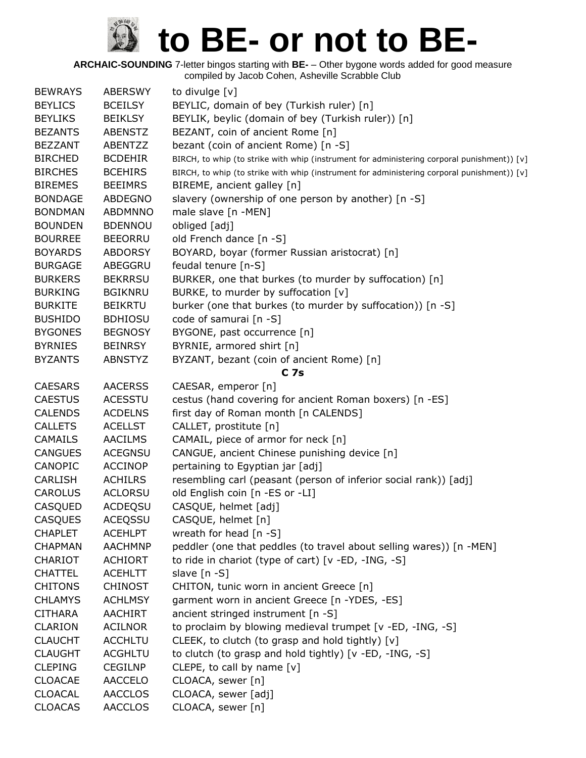# to BE- or not to BE-

**ARCHAIC-SOUNDING** 7-letter bingos starting with **BE-** – Other bygone words added for good measure
compiled by Jacob Cohen, Asheville Scrabble Club

| | | |
|---|---|---|
| BEWRAYS | ABERSWY | to divulge [v] |
| BEYLICS | BCEILSY | BEYLIC, domain of bey (Turkish ruler) [n] |
| BEYLIKS | BEIKLSY | BEYLIK, beylic (domain of bey (Turkish ruler)) [n] |
| BEZANTS | ABENSTZ | BEZANT, coin of ancient Rome [n] |
| BEZZANT | ABENTZZ | bezant (coin of ancient Rome) [n -S] |
| BIRCHED | BCDEHIR | BIRCH, to whip (to strike with whip (instrument for administering corporal punishment)) [v] |
| BIRCHES | BCEHIRS | BIRCH, to whip (to strike with whip (instrument for administering corporal punishment)) [v] |
| BIREMES | BEEIMRS | BIREME, ancient galley [n] |
| BONDAGE | ABDEGNO | slavery (ownership of one person by another) [n -S] |
| BONDMAN | ABDMNNO | male slave [n -MEN] |
| BOUNDEN | BDENNOU | obliged [adj] |
| BOURREE | BEEORRU | old French dance [n -S] |
| BOYARDS | ABDORSY | BOYARD, boyar (former Russian aristocrat) [n] |
| BURGAGE | ABEGGRU | feudal tenure [n-S] |
| BURKERS | BEKRRSU | BURKER, one that burkes (to murder by suffocation) [n] |
| BURKING | BGIKNRU | BURKE, to murder by suffocation [v] |
| BURKITE | BEIKRTU | burker (one that burkes (to murder by suffocation)) [n -S] |
| BUSHIDO | BDHIOSU | code of samurai [n -S] |
| BYGONES | BEGNOSY | BYGONE, past occurrence [n] |
| BYRNIES | BEINRSY | BYRNIE, armored shirt [n] |
| BYZANTS | ABNSTYZ | BYZANT, bezant (coin of ancient Rome) [n] |
| | | **C 7s** |
| CAESARS | AACERSS | CAESAR, emperor [n] |
| CAESTUS | ACESSTU | cestus (hand covering for ancient Roman boxers) [n -ES] |
| CALENDS | ACDELNS | first day of Roman month [n CALENDS] |
| CALLETS | ACELLST | CALLET, prostitute [n] |
| CAMAILS | AACILMS | CAMAIL, piece of armor for neck [n] |
| CANGUES | ACEGNSU | CANGUE, ancient Chinese punishing device [n] |
| CANOPIC | ACCINOP | pertaining to Egyptian jar [adj] |
| CARLISH | ACHILRS | resembling carl (peasant (person of inferior social rank)) [adj] |
| CAROLUS | ACLORSU | old English coin [n -ES or -LI] |
| CASQUED | ACDEQSU | CASQUE, helmet [adj] |
| CASQUES | ACEQSSU | CASQUE, helmet [n] |
| CHAPLET | ACEHLPT | wreath for head [n -S] |
| CHAPMAN | AACHMNP | peddler (one that peddles (to travel about selling wares)) [n -MEN] |
| CHARIOT | ACHIORT | to ride in chariot (type of cart) [v -ED, -ING, -S] |
| CHATTEL | ACEHLTT | slave [n -S] |
| CHITONS | CHINOST | CHITON, tunic worn in ancient Greece [n] |
| CHLAMYS | ACHLMSY | garment worn in ancient Greece [n -YDES, -ES] |
| CITHARA | AACHIRT | ancient stringed instrument [n -S] |
| CLARION | ACILNOR | to proclaim by blowing medieval trumpet [v -ED, -ING, -S] |
| CLAUCHT | ACCHLTU | CLEEK, to clutch (to grasp and hold tightly) [v] |
| CLAUGHT | ACGHLTU | to clutch (to grasp and hold tightly) [v -ED, -ING, -S] |
| CLEPING | CEGILNP | CLEPE, to call by name [v] |
| CLOACAE | AACCELO | CLOACA, sewer [n] |
| CLOACAL | AACCLOS | CLOACA, sewer [adj] |
| CLOACAS | AACCLOS | CLOACA, sewer [n] |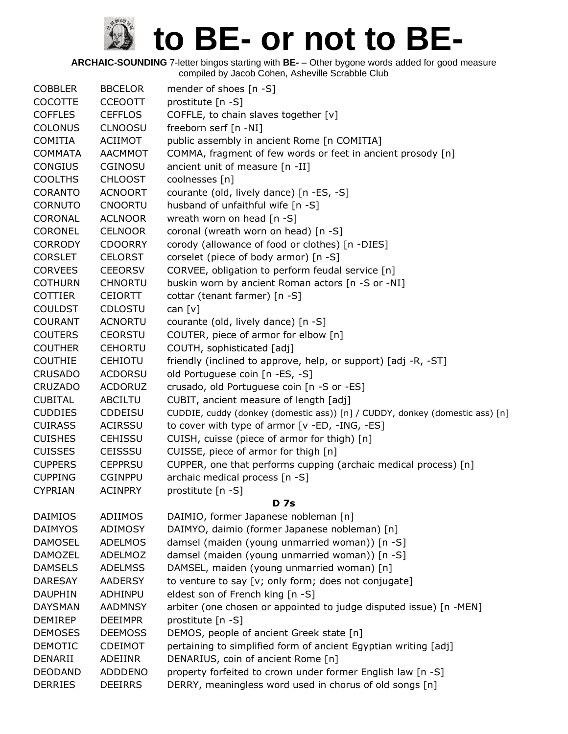# to BE- or not to BE-

**ARCHAIC-SOUNDING** 7-letter bingos starting with **BE-** – Other bygone words added for good measure
compiled by Jacob Cohen, Asheville Scrabble Club

| | | |
|---|---|---|
| COBBLER | BBCELOR | mender of shoes [n -S] |
| COCOTTE | CCEOOTT | prostitute [n -S] |
| COFFLES | CEFFLOS | COFFLE, to chain slaves together [v] |
| COLONUS | CLNOOSU | freeborn serf [n -NI] |
| COMITIA | ACIIMOT | public assembly in ancient Rome [n COMITIA] |
| COMMATA | AACMMOT | COMMA, fragment of few words or feet in ancient prosody [n] |
| CONGIUS | CGINOSU | ancient unit of measure [n -II] |
| COOLTHS | CHLOOST | coolnesses [n] |
| CORANTO | ACNOORT | courante (old, lively dance) [n -ES, -S] |
| CORNUTO | CNOORTU | husband of unfaithful wife [n -S] |
| CORONAL | ACLNOOR | wreath worn on head [n -S] |
| CORONEL | CELNOOR | coronal (wreath worn on head) [n -S] |
| CORRODY | CDOORRY | corody (allowance of food or clothes) [n -DIES] |
| CORSLET | CELORST | corselet (piece of body armor) [n -S] |
| CORVEES | CEEORSV | CORVEE, obligation to perform feudal service [n] |
| COTHURN | CHNORTU | buskin worn by ancient Roman actors [n -S or -NI] |
| COTTIER | CEIORTT | cottar (tenant farmer) [n -S] |
| COULDST | CDLOSTU | can [v] |
| COURANT | ACNORTU | courante (old, lively dance) [n -S] |
| COUTERS | CEORSTU | COUTER, piece of armor for elbow [n] |
| COUTHER | CEHORTU | COUTH, sophisticated [adj] |
| COUTHIE | CEHIOTU | friendly (inclined to approve, help, or support) [adj -R, -ST] |
| CRUSADO | ACDORSU | old Portuguese coin [n -ES, -S] |
| CRUZADO | ACDORUZ | crusado, old Portuguese coin [n -S or -ES] |
| CUBITAL | ABCILTU | CUBIT, ancient measure of length [adj] |
| CUDDIES | CDDEISU | CUDDIE, cuddy (donkey (domestic ass)) [n] / CUDDY, donkey (domestic ass) [n] |
| CUIRASS | ACIRSSU | to cover with type of armor [v -ED, -ING, -ES] |
| CUISHES | CEHISSU | CUISH, cuisse (piece of armor for thigh) [n] |
| CUISSES | CEISSSU | CUISSE, piece of armor for thigh [n] |
| CUPPERS | CEPPRSU | CUPPER, one that performs cupping (archaic medical process) [n] |
| CUPPING | CGINPPU | archaic medical process [n -S] |
| CYPRIAN | ACINPRY | prostitute [n -S] |
| | | **D 7s** |
| DAIMIOS | ADIIMOS | DAIMIO, former Japanese nobleman [n] |
| DAIMYOS | ADIMOSY | DAIMYO, daimio (former Japanese nobleman) [n] |
| DAMOSEL | ADELMOS | damsel (maiden (young unmarried woman)) [n -S] |
| DAMOZEL | ADELMOZ | damsel (maiden (young unmarried woman)) [n -S] |
| DAMSELS | ADELMSS | DAMSEL, maiden (young unmarried woman) [n] |
| DARESAY | AADERSY | to venture to say [v; only form; does not conjugate] |
| DAUPHIN | ADHINPU | eldest son of French king [n -S] |
| DAYSMAN | AADMNSY | arbiter (one chosen or appointed to judge disputed issue) [n -MEN] |
| DEMIREP | DEEIMPR | prostitute [n -S] |
| DEMOSES | DEEMOSS | DEMOS, people of ancient Greek state [n] |
| DEMOTIC | CDEIMOT | pertaining to simplified form of ancient Egyptian writing [adj] |
| DENARII | ADEIINR | DENARIUS, coin of ancient Rome [n] |
| DEODAND | ADDDENO | property forfeited to crown under former English law [n -S] |
| DERRIES | DEEIRRS | DERRY, meaningless word used in chorus of old songs [n] |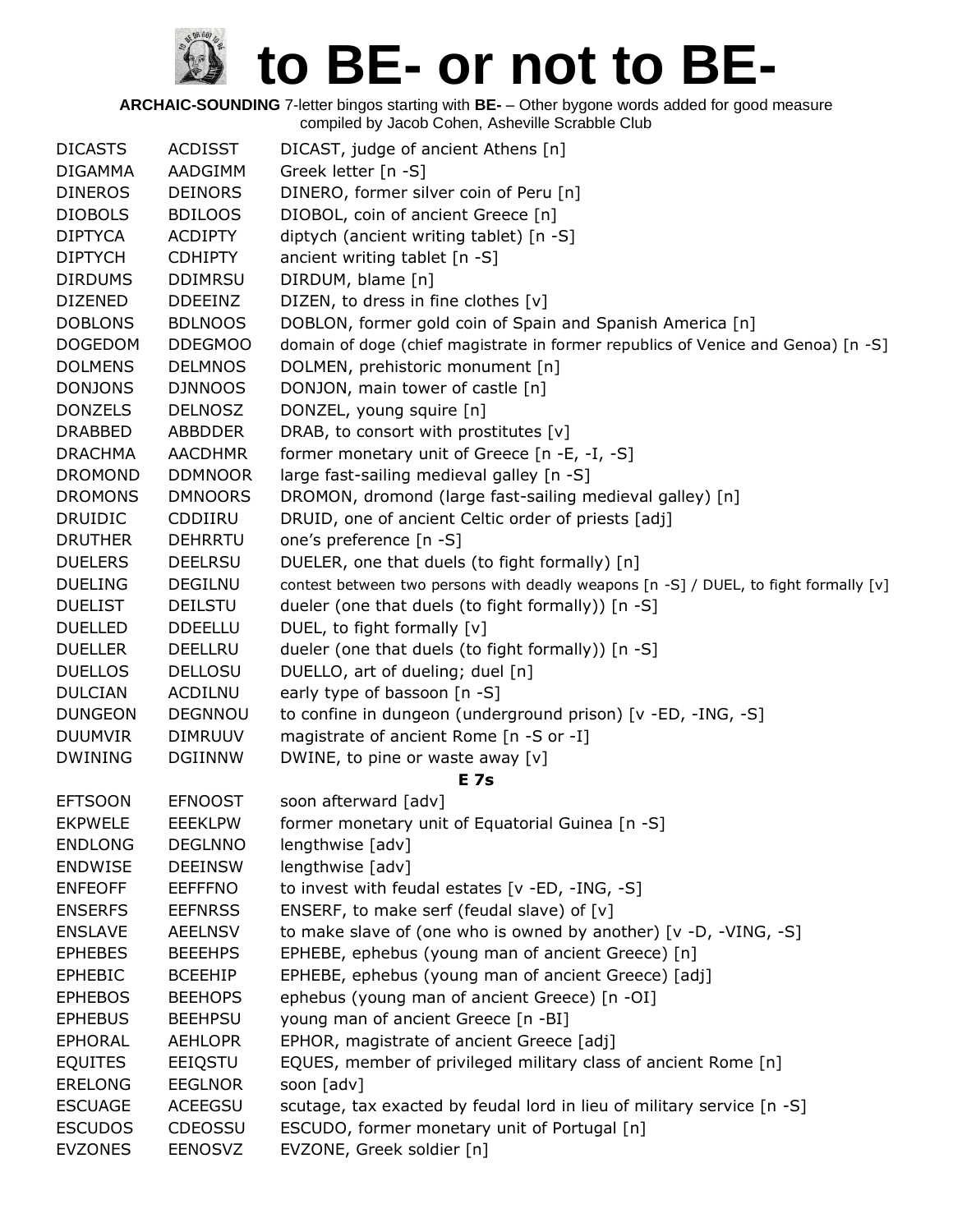# to BE- or not to BE-

**ARCHAIC-SOUNDING** 7-letter bingos starting with **BE-** – Other bygone words added for good measure
compiled by Jacob Cohen, Asheville Scrabble Club

| | | |
|---|---|---|
| DICASTS | ACDISST | DICAST, judge of ancient Athens [n] |
| DIGAMMA | AADGIMM | Greek letter [n -S] |
| DINEROS | DEINORS | DINERO, former silver coin of Peru [n] |
| DIOBOLS | BDILOOS | DIOBOL, coin of ancient Greece [n] |
| DIPTYCA | ACDIPTY | diptych (ancient writing tablet) [n -S] |
| DIPTYCH | CDHIPTY | ancient writing tablet [n -S] |
| DIRDUMS | DDIMRSU | DIRDUM, blame [n] |
| DIZENED | DDEEINZ | DIZEN, to dress in fine clothes [v] |
| DOBLONS | BDLNOOS | DOBLON, former gold coin of Spain and Spanish America [n] |
| DOGEDOM | DDEGMOO | domain of doge (chief magistrate in former republics of Venice and Genoa) [n -S] |
| DOLMENS | DELMNOS | DOLMEN, prehistoric monument [n] |
| DONJONS | DJNNOOS | DONJON, main tower of castle [n] |
| DONZELS | DELNOSZ | DONZEL, young squire [n] |
| DRABBED | ABBDDER | DRAB, to consort with prostitutes [v] |
| DRACHMA | AACDHMR | former monetary unit of Greece [n -E, -I, -S] |
| DROMOND | DDMNOOR | large fast-sailing medieval galley [n -S] |
| DROMONS | DMNOORS | DROMON, dromond (large fast-sailing medieval galley) [n] |
| DRUIDIC | CDDIIRU | DRUID, one of ancient Celtic order of priests [adj] |
| DRUTHER | DEHRRTU | one's preference [n -S] |
| DUELERS | DEELRSU | DUELER, one that duels (to fight formally) [n] |
| DUELING | DEGILNU | contest between two persons with deadly weapons [n -S] / DUEL, to fight formally [v] |
| DUELIST | DEILSTU | dueler (one that duels (to fight formally)) [n -S] |
| DUELLED | DDEELLU | DUEL, to fight formally [v] |
| DUELLER | DEELLRU | dueler (one that duels (to fight formally)) [n -S] |
| DUELLOS | DELLOSU | DUELLO, art of dueling; duel [n] |
| DULCIAN | ACDILNU | early type of bassoon [n -S] |
| DUNGEON | DEGNNOU | to confine in dungeon (underground prison) [v -ED, -ING, -S] |
| DUUMVIR | DIMRUUV | magistrate of ancient Rome [n -S or -I] |
| DWINING | DGIINNW | DWINE, to pine or waste away [v] |
| | | **E 7s** |
| EFTSOON | EFNOOST | soon afterward [adv] |
| EKPWELE | EEEKLPW | former monetary unit of Equatorial Guinea [n -S] |
| ENDLONG | DEGLNNO | lengthwise [adv] |
| ENDWISE | DEEINSW | lengthwise [adv] |
| ENFEOFF | EEFFFNO | to invest with feudal estates [v -ED, -ING, -S] |
| ENSERFS | EEFNRSS | ENSERF, to make serf (feudal slave) of [v] |
| ENSLAVE | AEELNSV | to make slave of (one who is owned by another) [v -D, -VING, -S] |
| EPHEBES | BEEEHPS | EPHEBE, ephebus (young man of ancient Greece) [n] |
| EPHEBIC | BCEEHIP | EPHEBE, ephebus (young man of ancient Greece) [adj] |
| EPHEBOS | BEEHOPS | ephebus (young man of ancient Greece) [n -OI] |
| EPHEBUS | BEEHPSU | young man of ancient Greece [n -BI] |
| EPHORAL | AEHLOPR | EPHOR, magistrate of ancient Greece [adj] |
| EQUITES | EEIQSTU | EQUES, member of privileged military class of ancient Rome [n] |
| ERELONG | EEGLNOR | soon [adv] |
| ESCUAGE | ACEEGSU | scutage, tax exacted by feudal lord in lieu of military service [n -S] |
| ESCUDOS | CDEOSSU | ESCUDO, former monetary unit of Portugal [n] |
| EVZONES | EENOSVZ | EVZONE, Greek soldier [n] |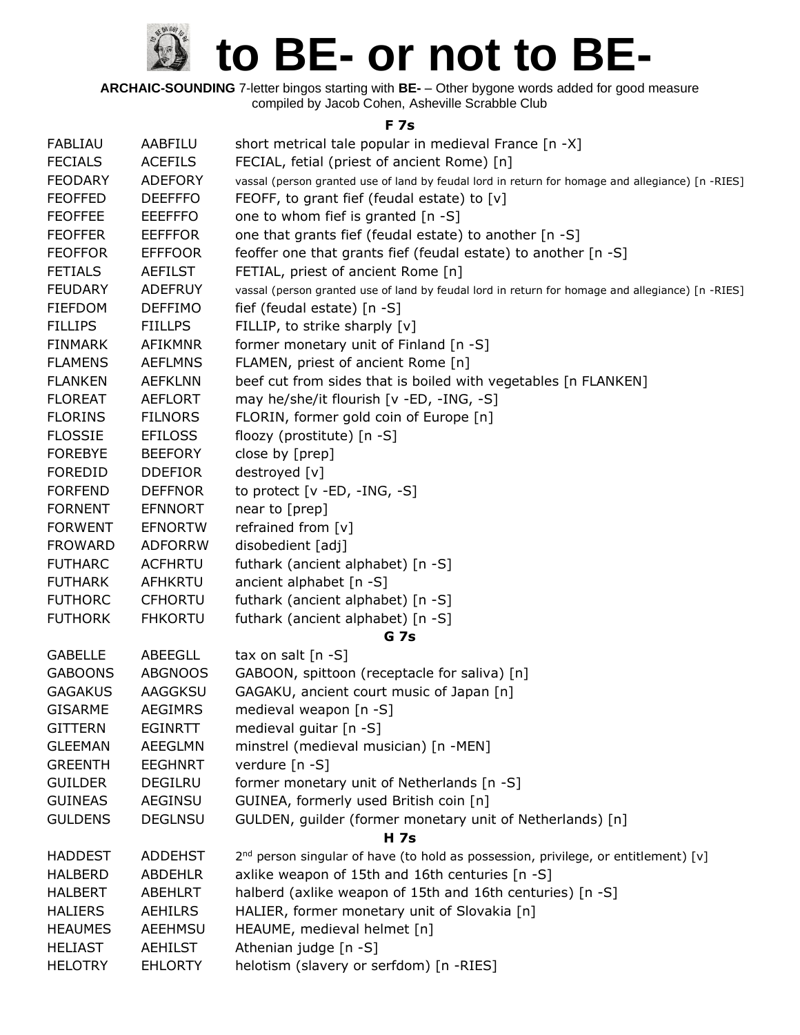# to BE- or not to BE-

**ARCHAIC-SOUNDING** 7-letter bingos starting with **BE-** – Other bygone words added for good measure
compiled by Jacob Cohen, Asheville Scrabble Club

### F 7s

| | | |
|---|---|---|
| FABLIAU | AABFILU | short metrical tale popular in medieval France [n -X] |
| FECIALS | ACEFILS | FECIAL, fetial (priest of ancient Rome) [n] |
| FEODARY | ADEFORY | vassal (person granted use of land by feudal lord in return for homage and allegiance) [n -RIES] |
| FEOFFED | DEEFFFO | FEOFF, to grant fief (feudal estate) to [v] |
| FEOFFEE | EEEFFFO | one to whom fief is granted [n -S] |
| FEOFFER | EEFFFOR | one that grants fief (feudal estate) to another [n -S] |
| FEOFFOR | EFFFOOR | feoffer one that grants fief (feudal estate) to another [n -S] |
| FETIALS | AEFILST | FETIAL, priest of ancient Rome [n] |
| FEUDARY | ADEFRUY | vassal (person granted use of land by feudal lord in return for homage and allegiance) [n -RIES] |
| FIEFDOM | DEFFIMO | fief (feudal estate) [n -S] |
| FILLIPS | FIILLPS | FILLIP, to strike sharply [v] |
| FINMARK | AFIKMNR | former monetary unit of Finland [n -S] |
| FLAMENS | AEFLMNS | FLAMEN, priest of ancient Rome [n] |
| FLANKEN | AEFKLNN | beef cut from sides that is boiled with vegetables [n FLANKEN] |
| FLOREAT | AEFLORT | may he/she/it flourish [v -ED, -ING, -S] |
| FLORINS | FILNORS | FLORIN, former gold coin of Europe [n] |
| FLOSSIE | EFILOSS | floozy (prostitute) [n -S] |
| FOREBYE | BEEFORY | close by [prep] |
| FOREDID | DDEFIOR | destroyed [v] |
| FORFEND | DEFFNOR | to protect [v -ED, -ING, -S] |
| FORNENT | EFNNORT | near to [prep] |
| FORWENT | EFNORTW | refrained from [v] |
| FROWARD | ADFORRW | disobedient [adj] |
| FUTHARC | ACFHRTU | futhark (ancient alphabet) [n -S] |
| FUTHARK | AFHKRTU | ancient alphabet [n -S] |
| FUTHORC | CFHORTU | futhark (ancient alphabet) [n -S] |
| FUTHORK | FHKORTU | futhark (ancient alphabet) [n -S] |

### G 7s

| | | |
|---|---|---|
| GABELLE | ABEEGLL | tax on salt [n -S] |
| GABOONS | ABGNOOS | GABOON, spittoon (receptacle for saliva) [n] |
| GAGAKUS | AAGGKSU | GAGAKU, ancient court music of Japan [n] |
| GISARME | AEGIMRS | medieval weapon [n -S] |
| GITTERN | EGINRTT | medieval guitar [n -S] |
| GLEEMAN | AEEGLMN | minstrel (medieval musician) [n -MEN] |
| GREENTH | EEGHNRT | verdure [n -S] |
| GUILDER | DEGILRU | former monetary unit of Netherlands [n -S] |
| GUINEAS | AEGINSU | GUINEA, formerly used British coin [n] |
| GULDENS | DEGLNSU | GULDEN, guilder (former monetary unit of Netherlands) [n] |

### H 7s

| | | |
|---|---|---|
| HADDEST | ADDEHST | 2nd person singular of have (to hold as possession, privilege, or entitlement) [v] |
| HALBERD | ABDEHLR | axlike weapon of 15th and 16th centuries [n -S] |
| HALBERT | ABEHLRT | halberd (axlike weapon of 15th and 16th centuries) [n -S] |
| HALIERS | AEHILRS | HALIER, former monetary unit of Slovakia [n] |
| HEAUMES | AEEHMSU | HEAUME, medieval helmet [n] |
| HELIAST | AEHILST | Athenian judge [n -S] |
| HELOTRY | EHLORTY | helotism (slavery or serfdom) [n -RIES] |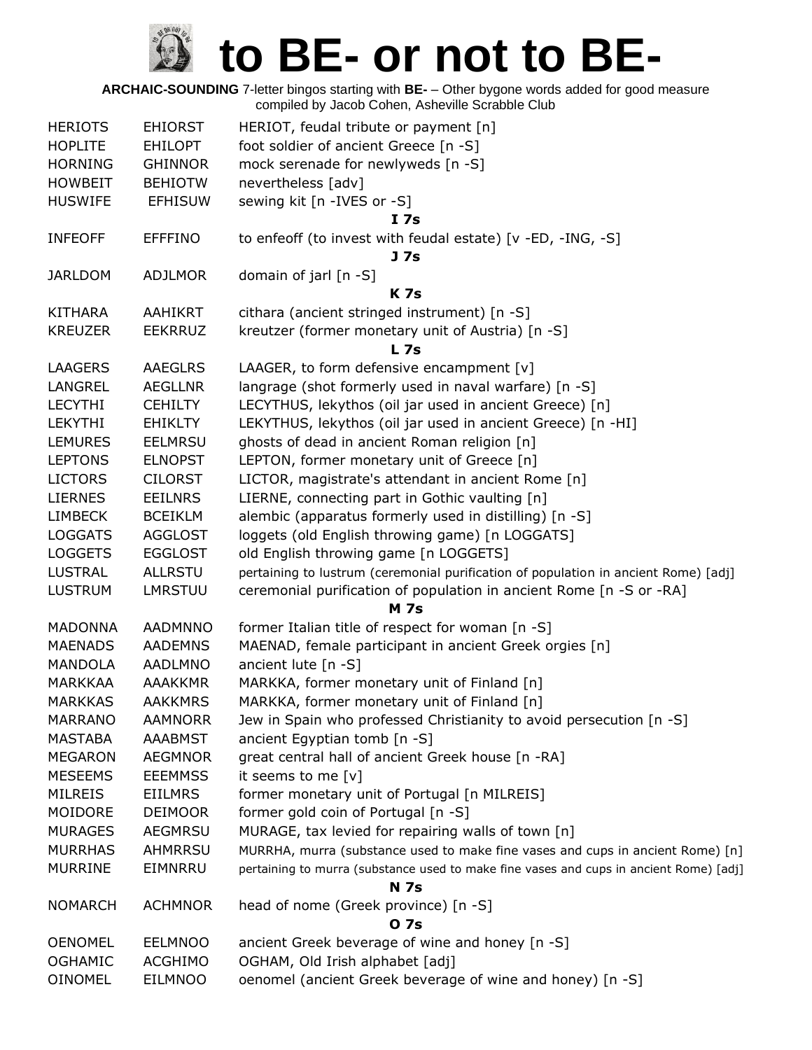# to BE- or not to BE-

**ARCHAIC-SOUNDING** 7-letter bingos starting with **BE-** – Other bygone words added for good measure
compiled by Jacob Cohen, Asheville Scrabble Club

| | | |
|---|---|---|
| HERIOTS | EHIORST | HERIOT, feudal tribute or payment [n] |
| HOPLITE | EHILOPT | foot soldier of ancient Greece [n -S] |
| HORNING | GHINNOR | mock serenade for newlyweds [n -S] |
| HOWBEIT | BEHIOTW | nevertheless [adv] |
| HUSWIFE | EFHISUW | sewing kit [n -IVES or -S] |
| | | **I 7s** |
| INFEOFF | EFFFINO | to enfeoff (to invest with feudal estate) [v -ED, -ING, -S] |
| | | **J 7s** |
| JARLDOM | ADJLMOR | domain of jarl [n -S] |
| | | **K 7s** |
| KITHARA | AAHIKRT | cithara (ancient stringed instrument) [n -S] |
| KREUZER | EEKRRUZ | kreutzer (former monetary unit of Austria) [n -S] |
| | | **L 7s** |
| LAAGERS | AAEGLRS | LAAGER, to form defensive encampment [v] |
| LANGREL | AEGLLNR | langrage (shot formerly used in naval warfare) [n -S] |
| LECYTHI | CEHILTY | LECYTHUS, lekythos (oil jar used in ancient Greece) [n] |
| LEKYTHI | EHIKLTY | LEKYTHUS, lekythos (oil jar used in ancient Greece) [n -HI] |
| LEMURES | EELMRSU | ghosts of dead in ancient Roman religion [n] |
| LEPTONS | ELNOPST | LEPTON, former monetary unit of Greece [n] |
| LICTORS | CILORST | LICTOR, magistrate's attendant in ancient Rome [n] |
| LIERNES | EEILNRS | LIERNE, connecting part in Gothic vaulting [n] |
| LIMBECK | BCEIKLM | alembic (apparatus formerly used in distilling) [n -S] |
| LOGGATS | AGGLOST | loggets (old English throwing game) [n LOGGATS] |
| LOGGETS | EGGLOST | old English throwing game [n LOGGETS] |
| LUSTRAL | ALLRSTU | pertaining to lustrum (ceremonial purification of population in ancient Rome) [adj] |
| LUSTRUM | LMRSTUU | ceremonial purification of population in ancient Rome [n -S or -RA] |
| | | **M 7s** |
| MADONNA | AADMNNO | former Italian title of respect for woman [n -S] |
| MAENADS | AADEMNS | MAENAD, female participant in ancient Greek orgies [n] |
| MANDOLA | AADLMNO | ancient lute [n -S] |
| MARKKAA | AAAKKMR | MARKKA, former monetary unit of Finland [n] |
| MARKKAS | AAKKMRS | MARKKA, former monetary unit of Finland [n] |
| MARRANO | AAMNORR | Jew in Spain who professed Christianity to avoid persecution [n -S] |
| MASTABA | AAABMST | ancient Egyptian tomb [n -S] |
| MEGARON | AEGMNOR | great central hall of ancient Greek house [n -RA] |
| MESEEMS | EEEMMSS | it seems to me [v] |
| MILREIS | EIILMRS | former monetary unit of Portugal [n MILREIS] |
| MOIDORE | DEIMOOR | former gold coin of Portugal [n -S] |
| MURAGES | AEGMRSU | MURAGE, tax levied for repairing walls of town [n] |
| MURRHAS | AHMRRSU | MURRHA, murra (substance used to make fine vases and cups in ancient Rome) [n] |
| MURRINE | EIMNRRU | pertaining to murra (substance used to make fine vases and cups in ancient Rome) [adj] |
| | | **N 7s** |
| NOMARCH | ACHMNOR | head of nome (Greek province) [n -S] |
| | | **O 7s** |
| OENOMEL | EELMNOO | ancient Greek beverage of wine and honey [n -S] |
| OGHAMIC | ACGHIMO | OGHAM, Old Irish alphabet [adj] |
| OINOMEL | EILMNOO | oenomel (ancient Greek beverage of wine and honey) [n -S] |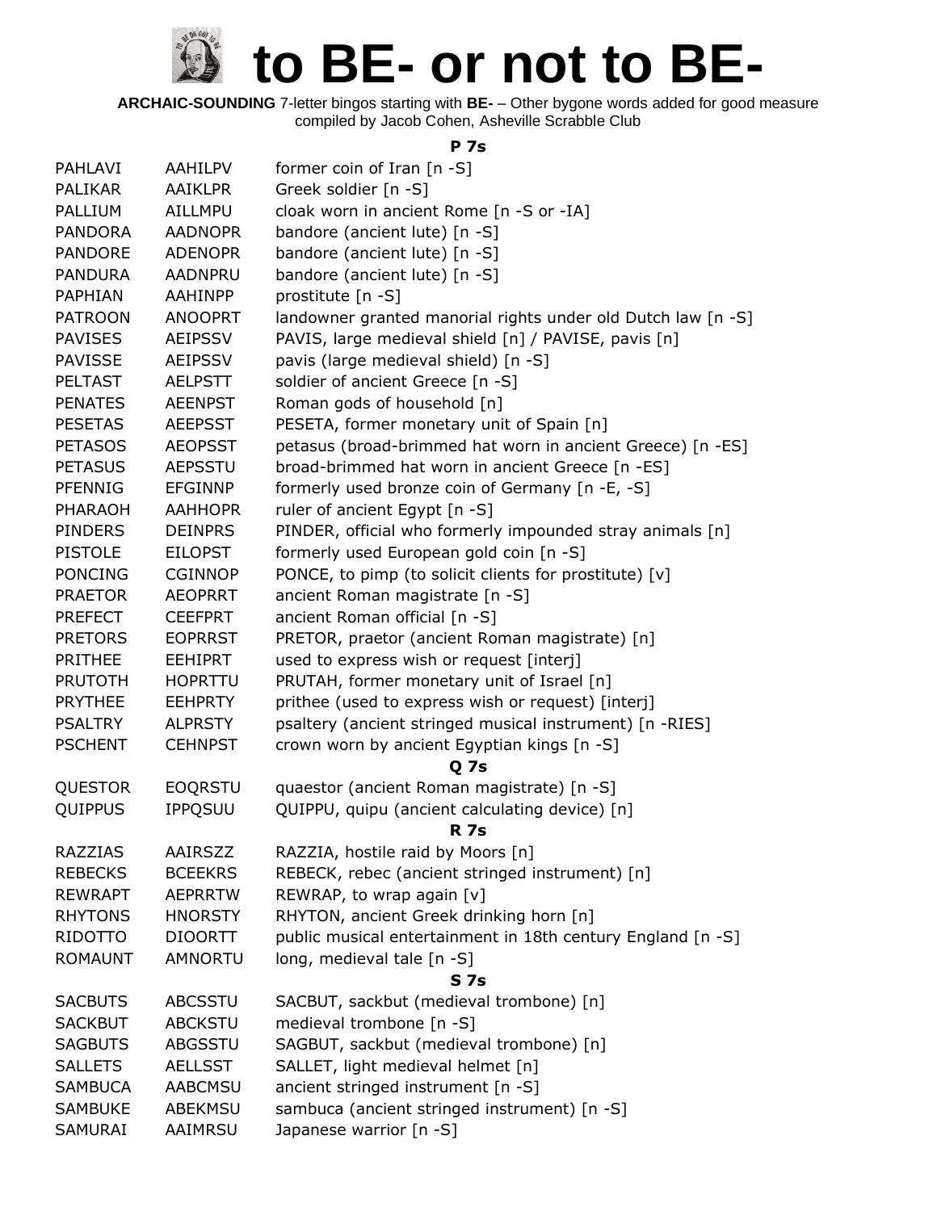# to BE- or not to BE-

**ARCHAIC-SOUNDING** 7-letter bingos starting with **BE-** – Other bygone words added for good measure
compiled by Jacob Cohen, Asheville Scrabble Club

### P 7s

| | | |
|---|---|---|
| PAHLAVI | AAHILPV | former coin of Iran [n -S] |
| PALIKAR | AAIKLPR | Greek soldier [n -S] |
| PALLIUM | AILLMPU | cloak worn in ancient Rome [n -S or -IA] |
| PANDORA | AADNOPR | bandore (ancient lute) [n -S] |
| PANDORE | ADENOPR | bandore (ancient lute) [n -S] |
| PANDURA | AADNPRU | bandore (ancient lute) [n -S] |
| PAPHIAN | AAHINPP | prostitute [n -S] |
| PATROON | ANOOPRT | landowner granted manorial rights under old Dutch law [n -S] |
| PAVISES | AEIPSSV | PAVIS, large medieval shield [n] / PAVISE, pavis [n] |
| PAVISSE | AEIPSSV | pavis (large medieval shield) [n -S] |
| PELTAST | AELPSTT | soldier of ancient Greece [n -S] |
| PENATES | AEENPST | Roman gods of household [n] |
| PESETAS | AEEPSST | PESETA, former monetary unit of Spain [n] |
| PETASOS | AEOPSST | petasus (broad-brimmed hat worn in ancient Greece) [n -ES] |
| PETASUS | AEPSSTU | broad-brimmed hat worn in ancient Greece [n -ES] |
| PFENNIG | EFGINNP | formerly used bronze coin of Germany [n -E, -S] |
| PHARAOH | AAHHOPR | ruler of ancient Egypt [n -S] |
| PINDERS | DEINPRS | PINDER, official who formerly impounded stray animals [n] |
| PISTOLE | EILOPST | formerly used European gold coin [n -S] |
| PONCING | CGINNOP | PONCE, to pimp (to solicit clients for prostitute) [v] |
| PRAETOR | AEOPRRT | ancient Roman magistrate [n -S] |
| PREFECT | CEEFPRT | ancient Roman official [n -S] |
| PRETORS | EOPRRST | PRETOR, praetor (ancient Roman magistrate) [n] |
| PRITHEE | EEHIPRT | used to express wish or request [interj] |
| PRUTOTH | HOPRTTU | PRUTAH, former monetary unit of Israel [n] |
| PRYTHEE | EEHPRTY | prithee (used to express wish or request) [interj] |
| PSALTRY | ALPRSTY | psaltery (ancient stringed musical instrument) [n -RIES] |
| PSCHENT | CEHNPST | crown worn by ancient Egyptian kings [n -S] |

### Q 7s

| | | |
|---|---|---|
| QUESTOR | EOQRSTU | quaestor (ancient Roman magistrate) [n -S] |
| QUIPPUS | IPPQSUU | QUIPPU, quipu (ancient calculating device) [n] |

### R 7s

| | | |
|---|---|---|
| RAZZIAS | AAIRSZZ | RAZZIA, hostile raid by Moors [n] |
| REBECKS | BCEEKRS | REBECK, rebec (ancient stringed instrument) [n] |
| REWRAPT | AEPRRTW | REWRAP, to wrap again [v] |
| RHYTONS | HNORSTY | RHYTON, ancient Greek drinking horn [n] |
| RIDOTTO | DIOORTT | public musical entertainment in 18th century England [n -S] |
| ROMAUNT | AMNORTU | long, medieval tale [n -S] |

### S 7s

| | | |
|---|---|---|
| SACBUTS | ABCSSTU | SACBUT, sackbut (medieval trombone) [n] |
| SACKBUT | ABCKSTU | medieval trombone [n -S] |
| SAGBUTS | ABGSSTU | SAGBUT, sackbut (medieval trombone) [n] |
| SALLETS | AELLSST | SALLET, light medieval helmet [n] |
| SAMBUCA | AABCMSU | ancient stringed instrument [n -S] |
| SAMBUKE | ABEKMSU | sambuca (ancient stringed instrument) [n -S] |
| SAMURAI | AAIMRSU | Japanese warrior [n -S] |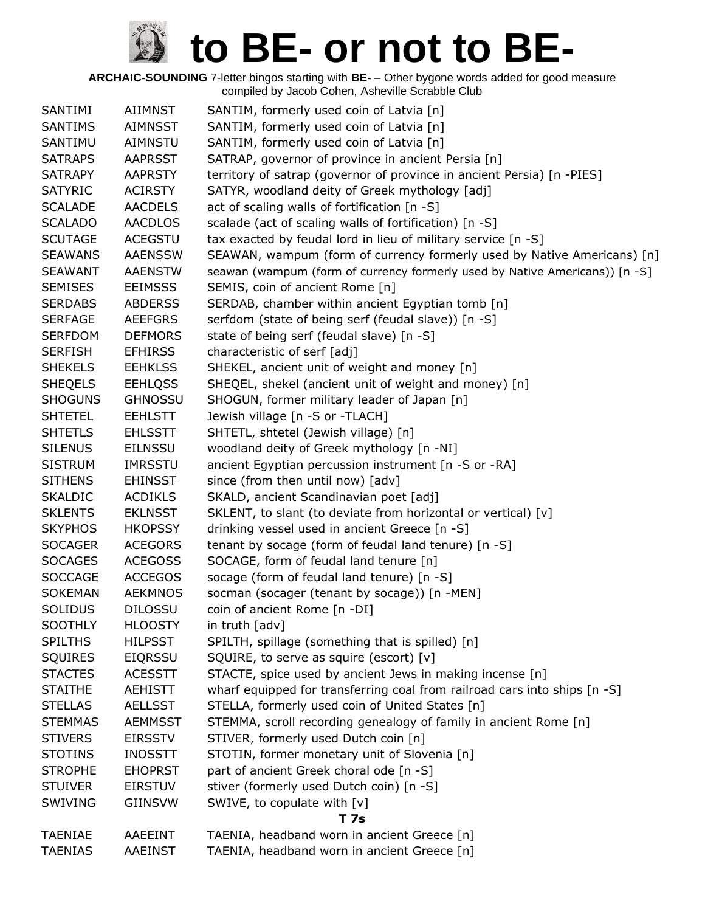# to BE- or not to BE-

**ARCHAIC-SOUNDING** 7-letter bingos starting with **BE-** – Other bygone words added for good measure
compiled by Jacob Cohen, Asheville Scrabble Club

| | | |
|---|---|---|
| SANTIMI | AIIMNST | SANTIM, formerly used coin of Latvia [n] |
| SANTIMS | AIMNSST | SANTIM, formerly used coin of Latvia [n] |
| SANTIMU | AIMNSTU | SANTIM, formerly used coin of Latvia [n] |
| SATRAPS | AAPRSST | SATRAP, governor of province in ancient Persia [n] |
| SATRAPY | AAPRSTY | territory of satrap (governor of province in ancient Persia) [n -PIES] |
| SATYRIC | ACIRSTY | SATYR, woodland deity of Greek mythology [adj] |
| SCALADE | AACDELS | act of scaling walls of fortification [n -S] |
| SCALADO | AACDLOS | scalade (act of scaling walls of fortification) [n -S] |
| SCUTAGE | ACEGSTU | tax exacted by feudal lord in lieu of military service [n -S] |
| SEAWANS | AAENSSW | SEAWAN, wampum (form of currency formerly used by Native Americans) [n] |
| SEAWANT | AAENSTW | seawan (wampum (form of currency formerly used by Native Americans)) [n -S] |
| SEMISES | EEIMSSS | SEMIS, coin of ancient Rome [n] |
| SERDABS | ABDERSS | SERDAB, chamber within ancient Egyptian tomb [n] |
| SERFAGE | AEEFGRS | serfdom (state of being serf (feudal slave)) [n -S] |
| SERFDOM | DEFMORS | state of being serf (feudal slave) [n -S] |
| SERFISH | EFHIRSS | characteristic of serf [adj] |
| SHEKELS | EEHKLSS | SHEKEL, ancient unit of weight and money [n] |
| SHEQELS | EEHLQSS | SHEQEL, shekel (ancient unit of weight and money) [n] |
| SHOGUNS | GHNOSSU | SHOGUN, former military leader of Japan [n] |
| SHTETEL | EEHLSTT | Jewish village [n -S or -TLACH] |
| SHTETLS | EHLSSTT | SHTETL, shtetel (Jewish village) [n] |
| SILENUS | EILNSSU | woodland deity of Greek mythology [n -NI] |
| SISTRUM | IMRSSTU | ancient Egyptian percussion instrument [n -S or -RA] |
| SITHENS | EHINSST | since (from then until now) [adv] |
| SKALDIC | ACDIKLS | SKALD, ancient Scandinavian poet [adj] |
| SKLENTS | EKLNSST | SKLENT, to slant (to deviate from horizontal or vertical) [v] |
| SKYPHOS | HKOPSSY | drinking vessel used in ancient Greece [n -S] |
| SOCAGER | ACEGORS | tenant by socage (form of feudal land tenure) [n -S] |
| SOCAGES | ACEGOSS | SOCAGE, form of feudal land tenure [n] |
| SOCCAGE | ACCEGOS | socage (form of feudal land tenure) [n -S] |
| SOKEMAN | AEKMNOS | socman (socager (tenant by socage)) [n -MEN] |
| SOLIDUS | DILOSSU | coin of ancient Rome [n -DI] |
| SOOTHLY | HLOOSTY | in truth [adv] |
| SPILTHS | HILPSST | SPILTH, spillage (something that is spilled) [n] |
| SQUIRES | EIQRSSU | SQUIRE, to serve as squire (escort) [v] |
| STACTES | ACESSTT | STACTE, spice used by ancient Jews in making incense [n] |
| STAITHE | AEHISTT | wharf equipped for transferring coal from railroad cars into ships [n -S] |
| STELLAS | AELLSST | STELLA, formerly used coin of United States [n] |
| STEMMAS | AEMMSST | STEMMA, scroll recording genealogy of family in ancient Rome [n] |
| STIVERS | EIRSSTV | STIVER, formerly used Dutch coin [n] |
| STOTINS | INOSSTT | STOTIN, former monetary unit of Slovenia [n] |
| STROPHE | EHOPRST | part of ancient Greek choral ode [n -S] |
| STUIVER | EIRSTUV | stiver (formerly used Dutch coin) [n -S] |
| SWIVING | GIINSVW | SWIVE, to copulate with [v] |
| | | **T 7s** |
| TAENIAE | AAEEINT | TAENIA, headband worn in ancient Greece [n] |
| TAENIAS | AAEINST | TAENIA, headband worn in ancient Greece [n] |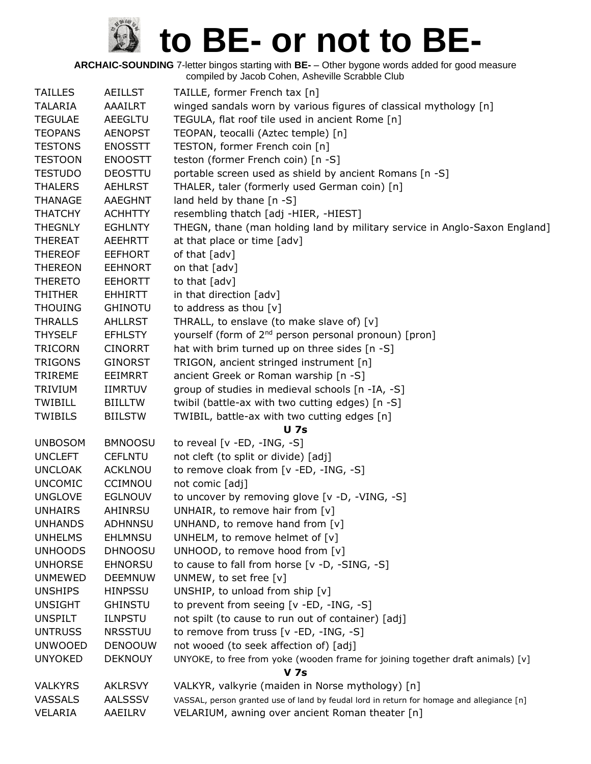# to BE- or not to BE-

**ARCHAIC-SOUNDING** 7-letter bingos starting with **BE-** – Other bygone words added for good measure
compiled by Jacob Cohen, Asheville Scrabble Club

| | | |
|---|---|---|
| TAILLES | AEILLST | TAILLE, former French tax [n] |
| TALARIA | AAAILRT | winged sandals worn by various figures of classical mythology [n] |
| TEGULAE | AEEGLTU | TEGULA, flat roof tile used in ancient Rome [n] |
| TEOPANS | AENOPST | TEOPAN, teocalli (Aztec temple) [n] |
| TESTONS | ENOSSTT | TESTON, former French coin [n] |
| TESTOON | ENOOSTT | teston (former French coin) [n -S] |
| TESTUDO | DEOSTTU | portable screen used as shield by ancient Romans [n -S] |
| THALERS | AEHLRST | THALER, taler (formerly used German coin) [n] |
| THANAGE | AAEGHNT | land held by thane [n -S] |
| THATCHY | ACHHTTY | resembling thatch [adj -HIER, -HIEST] |
| THEGNLY | EGHLNTY | THEGN, thane (man holding land by military service in Anglo-Saxon England] |
| THEREAT | AEEHRTT | at that place or time [adv] |
| THEREOF | EEFHORT | of that [adv] |
| THEREON | EEHNORT | on that [adv] |
| THERETO | EEHORTT | to that [adv] |
| THITHER | EHHIRTT | in that direction [adv] |
| THOUING | GHINOTU | to address as thou [v] |
| THRALLS | AHLLRST | THRALL, to enslave (to make slave of) [v] |
| THYSELF | EFHLSTY | yourself (form of 2nd person personal pronoun) [pron] |
| TRICORN | CINORRT | hat with brim turned up on three sides [n -S] |
| TRIGONS | GINORST | TRIGON, ancient stringed instrument [n] |
| TRIREME | EEIMRRT | ancient Greek or Roman warship [n -S] |
| TRIVIUM | IIMRTUV | group of studies in medieval schools [n -IA, -S] |
| TWIBILL | BIILLTW | twibil (battle-ax with two cutting edges) [n -S] |
| TWIBILS | BIILSTW | TWIBIL, battle-ax with two cutting edges [n] |
| | | **U 7s** |
| UNBOSOM | BMNOOSU | to reveal [v -ED, -ING, -S] |
| UNCLEFT | CEFLNTU | not cleft (to split or divide) [adj] |
| UNCLOAK | ACKLNOU | to remove cloak from [v -ED, -ING, -S] |
| UNCOMIC | CCIMNOU | not comic [adj] |
| UNGLOVE | EGLNOUV | to uncover by removing glove [v -D, -VING, -S] |
| UNHAIRS | AHINRSU | UNHAIR, to remove hair from [v] |
| UNHANDS | ADHNNSU | UNHAND, to remove hand from [v] |
| UNHELMS | EHLMNSU | UNHELM, to remove helmet of [v] |
| UNHOODS | DHNOOSU | UNHOOD, to remove hood from [v] |
| UNHORSE | EHNORSU | to cause to fall from horse [v -D, -SING, -S] |
| UNMEWED | DEEMNUW | UNMEW, to set free [v] |
| UNSHIPS | HINPSSU | UNSHIP, to unload from ship [v] |
| UNSIGHT | GHINSTU | to prevent from seeing [v -ED, -ING, -S] |
| UNSPILT | ILNPSTU | not spilt (to cause to run out of container) [adj] |
| UNTRUSS | NRSSTUU | to remove from truss [v -ED, -ING, -S] |
| UNWOOED | DENOOUW | not wooed (to seek affection of) [adj] |
| UNYOKED | DEKNOUY | UNYOKE, to free from yoke (wooden frame for joining together draft animals) [v] |
| | | **V 7s** |
| VALKYRS | AKLRSVY | VALKYR, valkyrie (maiden in Norse mythology) [n] |
| VASSALS | AALSSSV | VASSAL, person granted use of land by feudal lord in return for homage and allegiance [n] |
| VELARIA | AAEILRV | VELARIUM, awning over ancient Roman theater [n] |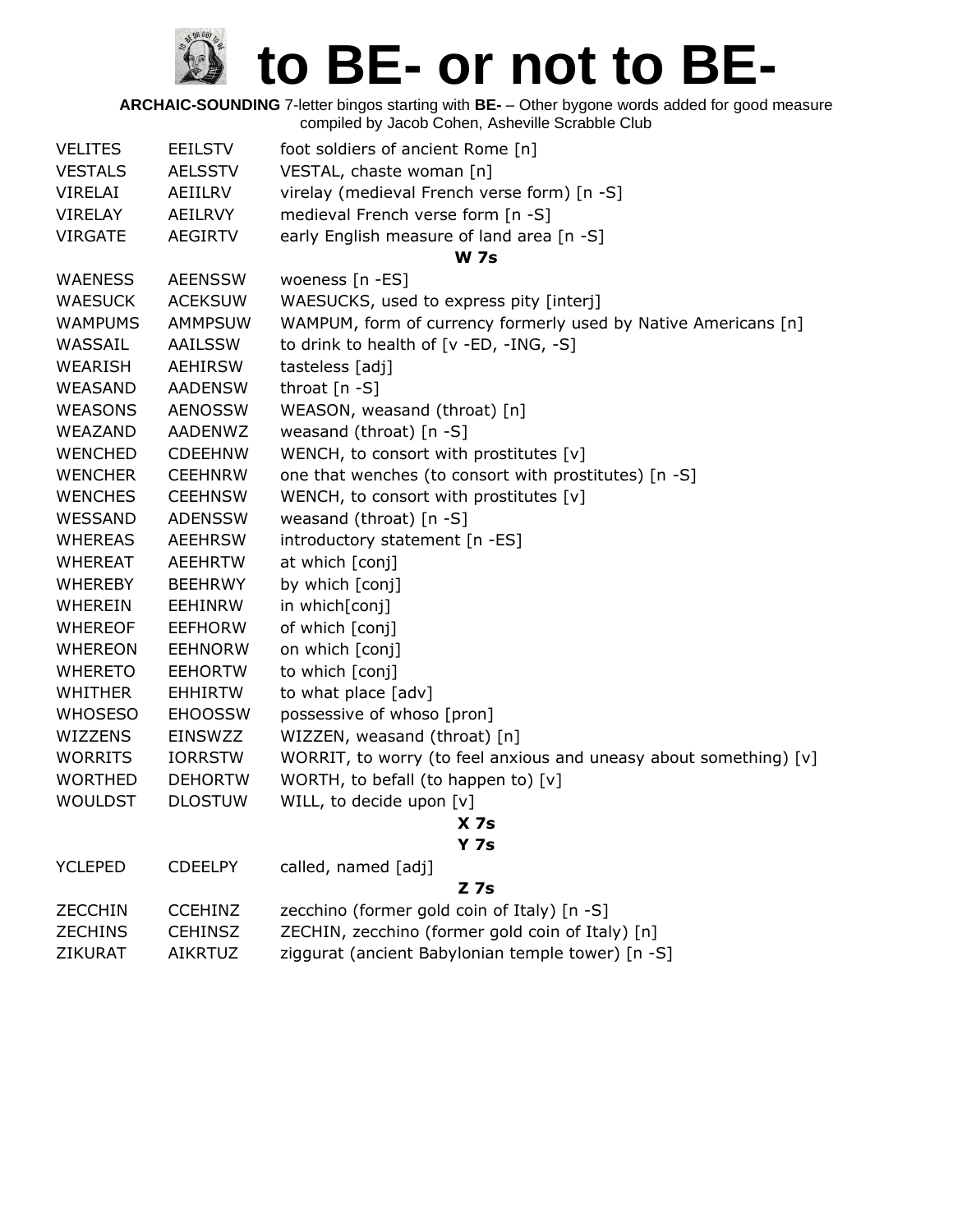# to BE- or not to BE-

**ARCHAIC-SOUNDING** 7-letter bingos starting with **BE-** – Other bygone words added for good measure
compiled by Jacob Cohen, Asheville Scrabble Club

| | | |
|---|---|---|
| VELITES | EEILSTV | foot soldiers of ancient Rome [n] |
| VESTALS | AELSSTV | VESTAL, chaste woman [n] |
| VIRELAI | AEIILRV | virelay (medieval French verse form) [n -S] |
| VIRELAY | AEILRVY | medieval French verse form [n -S] |
| VIRGATE | AEGIRTV | early English measure of land area [n -S] |
| | | **W 7s** |
| WAENESS | AEENSSW | woeness [n -ES] |
| WAESUCK | ACEKSUW | WAESUCKS, used to express pity [interj] |
| WAMPUMS | AMMPSUW | WAMPUM, form of currency formerly used by Native Americans [n] |
| WASSAIL | AAILSSW | to drink to health of [v -ED, -ING, -S] |
| WEARISH | AEHIRSW | tasteless [adj] |
| WEASAND | AADENSW | throat [n -S] |
| WEASONS | AENOSSW | WEASON, weasand (throat) [n] |
| WEAZAND | AADENWZ | weasand (throat) [n -S] |
| WENCHED | CDEEHNW | WENCH, to consort with prostitutes [v] |
| WENCHER | CEEHNRW | one that wenches (to consort with prostitutes) [n -S] |
| WENCHES | CEEHNSW | WENCH, to consort with prostitutes [v] |
| WESSAND | ADENSSW | weasand (throat) [n -S] |
| WHEREAS | AEEHRSW | introductory statement [n -ES] |
| WHEREAT | AEEHRTW | at which [conj] |
| WHEREBY | BEEHRWY | by which [conj] |
| WHEREIN | EEHINRW | in which[conj] |
| WHEREOF | EEFHORW | of which [conj] |
| WHEREON | EEHNORW | on which [conj] |
| WHERETO | EEHORTW | to which [conj] |
| WHITHER | EHHIRTW | to what place [adv] |
| WHOSESO | EHOOSSW | possessive of whoso [pron] |
| WIZZENS | EINSWZZ | WIZZEN, weasand (throat) [n] |
| WORRITS | IORRSTW | WORRIT, to worry (to feel anxious and uneasy about something) [v] |
| WORTHED | DEHORTW | WORTH, to befall (to happen to) [v] |
| WOULDST | DLOSTUW | WILL, to decide upon [v] |
| | | **X 7s** |
| | | **Y 7s** |
| YCLEPED | CDEELPY | called, named [adj] |
| | | **Z 7s** |
| ZECCHIN | CCEHINZ | zecchino (former gold coin of Italy) [n -S] |
| ZECHINS | CEHINSZ | ZECHIN, zecchino (former gold coin of Italy) [n] |
| ZIKURAT | AIKRTUZ | ziggurat (ancient Babylonian temple tower) [n -S] |